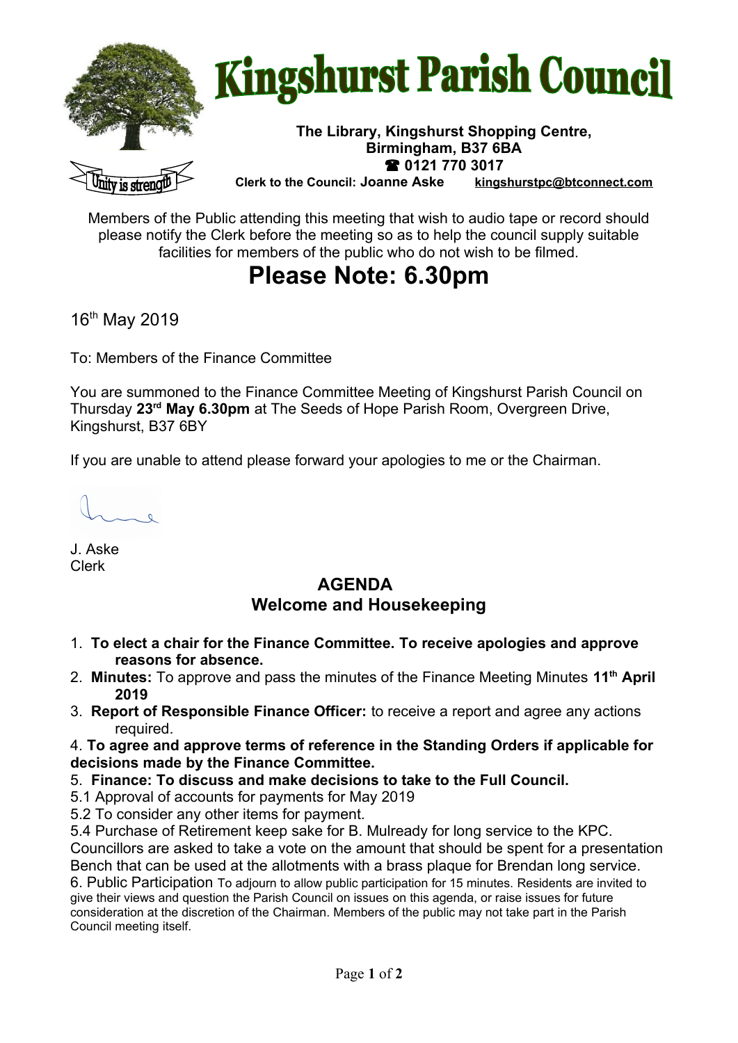# Kingshurst Parish Council

Unity is strength

**The Library, Kingshurst Shopping Centre, Birmingham, B37 6BA**
**☎ 0121 770 3017**
**Clerk to the Council: Joanne Aske** kingshurstpc@btconnect.com

Members of the Public attending this meeting that wish to audio tape or record should please notify the Clerk before the meeting so as to help the council supply suitable facilities for members of the public who do not wish to be filmed.

# Please Note: 6.30pm

16th May 2019

To: Members of the Finance Committee

You are summoned to the Finance Committee Meeting of Kingshurst Parish Council on Thursday **23rd May 6.30pm** at The Seeds of Hope Parish Room, Overgreen Drive, Kingshurst, B37 6BY

If you are unable to attend please forward your apologies to me or the Chairman.

J. Aske
Clerk

## AGENDA
## Welcome and Housekeeping

1. **To elect a chair for the Finance Committee. To receive apologies and approve reasons for absence.**
2. **Minutes:** To approve and pass the minutes of the Finance Meeting Minutes **11th April 2019**
3. **Report of Responsible Finance Officer:** to receive a report and agree any actions required.

4. **To agree and approve terms of reference in the Standing Orders if applicable for decisions made by the Finance Committee.**

5. **Finance: To discuss and make decisions to take to the Full Council.**

5.1 Approval of accounts for payments for May 2019

5.2 To consider any other items for payment.

5.4 Purchase of Retirement keep sake for B. Mulready for long service to the KPC. Councillors are asked to take a vote on the amount that should be spent for a presentation Bench that can be used at the allotments with a brass plaque for Brendan long service.

6. Public Participation To adjourn to allow public participation for 15 minutes. Residents are invited to give their views and question the Parish Council on issues on this agenda, or raise issues for future consideration at the discretion of the Chairman. Members of the public may not take part in the Parish Council meeting itself.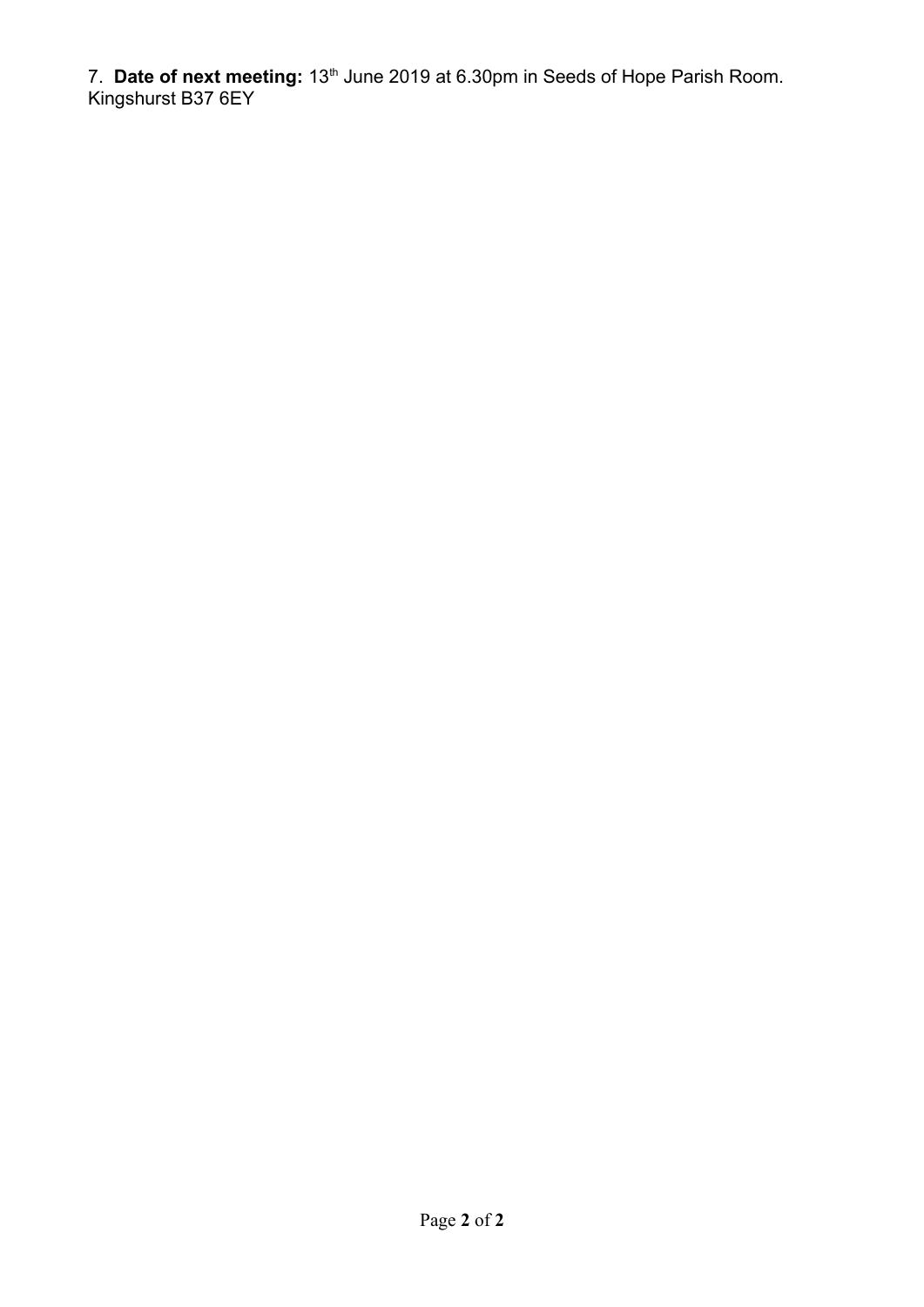7. **Date of next meeting:** 13th June 2019 at 6.30pm in Seeds of Hope Parish Room. Kingshurst B37 6EY